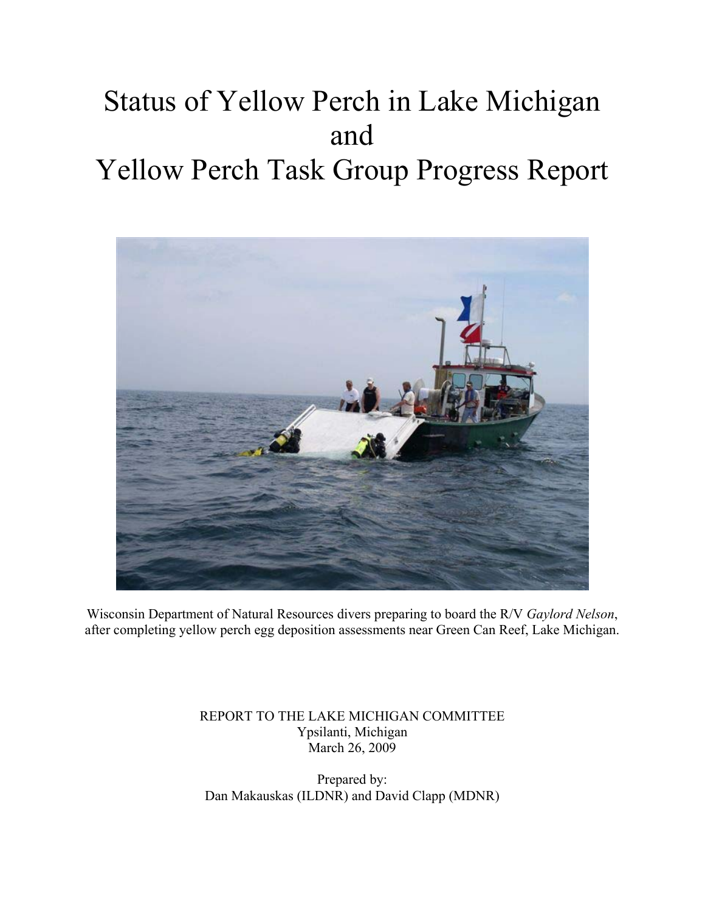# Status of Yellow Perch in Lake Michigan and Yellow Perch Task Group Progress Report

Wisconsin Department of Natural Resources divers preparing to board the R/V *Gaylord Nelson*, after completing yellow perch egg deposition assessments near Green Can Reef, Lake Michigan.

REPORT TO THE LAKE MICHIGAN COMMITTEE
Ypsilanti, Michigan
March 26, 2009

Prepared by:
Dan Makauskas (ILDNR) and David Clapp (MDNR)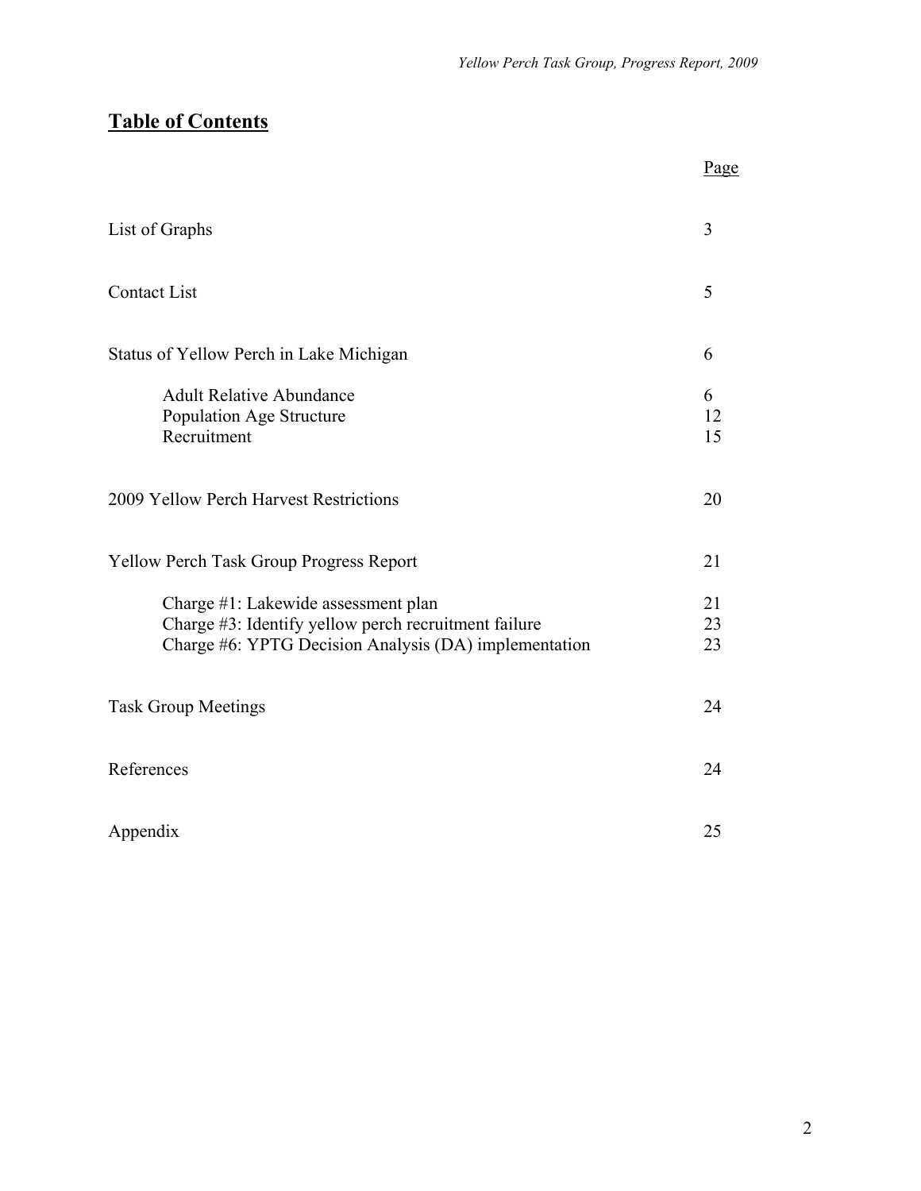## **Table of Contents**

| | Page |
|---|---|
| List of Graphs | 3 |
| Contact List | 5 |
| Status of Yellow Perch in Lake Michigan | 6 |
| Adult Relative Abundance | 6 |
| Population Age Structure | 12 |
| Recruitment | 15 |
| 2009 Yellow Perch Harvest Restrictions | 20 |
| Yellow Perch Task Group Progress Report | 21 |
| Charge #1: Lakewide assessment plan | 21 |
| Charge #3: Identify yellow perch recruitment failure | 23 |
| Charge #6: YPTG Decision Analysis (DA) implementation | 23 |
| Task Group Meetings | 24 |
| References | 24 |
| Appendix | 25 |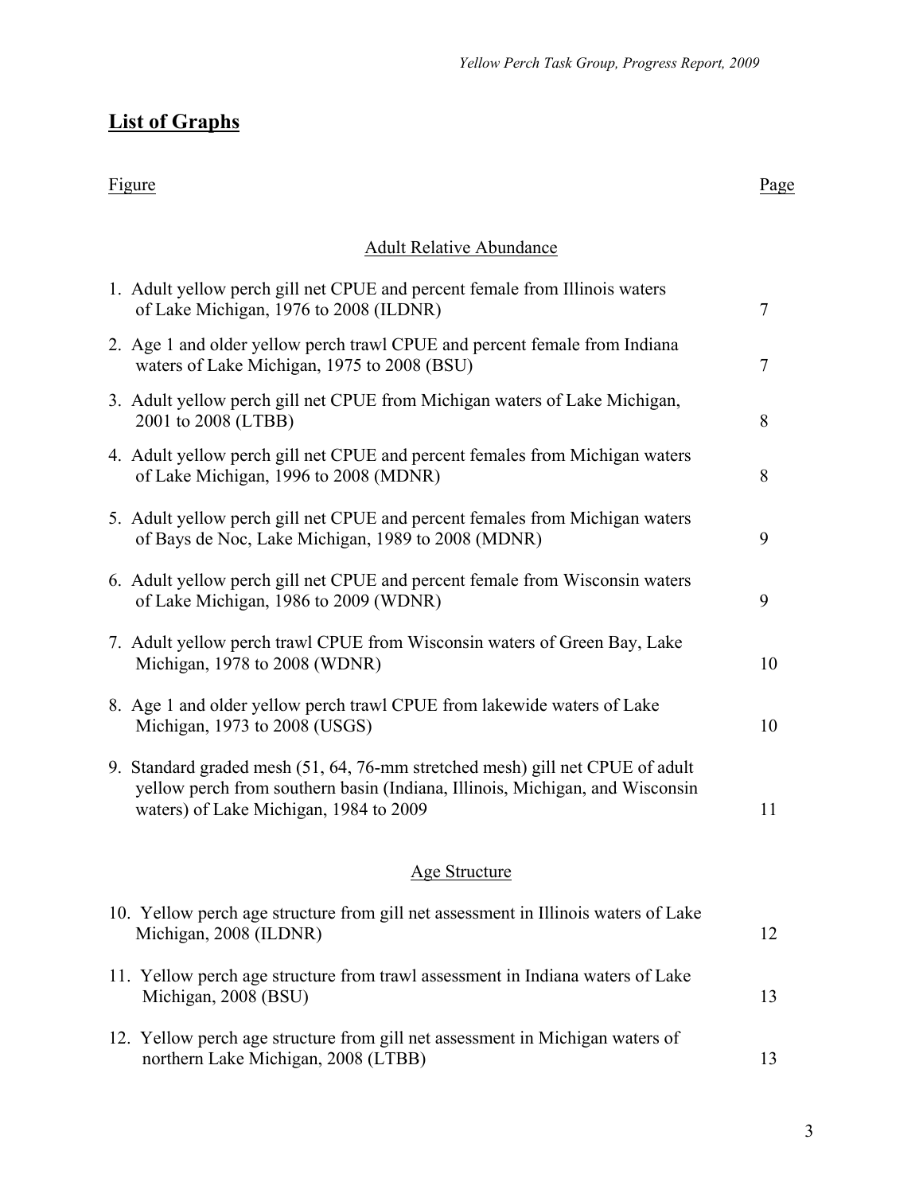## List of Graphs

| Figure | Page |
|---|---|
| **Adult Relative Abundance** | |
| 1. Adult yellow perch gill net CPUE and percent female from Illinois waters of Lake Michigan, 1976 to 2008 (ILDNR) | 7 |
| 2. Age 1 and older yellow perch trawl CPUE and percent female from Indiana waters of Lake Michigan, 1975 to 2008 (BSU) | 7 |
| 3. Adult yellow perch gill net CPUE from Michigan waters of Lake Michigan, 2001 to 2008 (LTBB) | 8 |
| 4. Adult yellow perch gill net CPUE and percent females from Michigan waters of Lake Michigan, 1996 to 2008 (MDNR) | 8 |
| 5. Adult yellow perch gill net CPUE and percent females from Michigan waters of Bays de Noc, Lake Michigan, 1989 to 2008 (MDNR) | 9 |
| 6. Adult yellow perch gill net CPUE and percent female from Wisconsin waters of Lake Michigan, 1986 to 2009 (WDNR) | 9 |
| 7. Adult yellow perch trawl CPUE from Wisconsin waters of Green Bay, Lake Michigan, 1978 to 2008 (WDNR) | 10 |
| 8. Age 1 and older yellow perch trawl CPUE from lakewide waters of Lake Michigan, 1973 to 2008 (USGS) | 10 |
| 9. Standard graded mesh (51, 64, 76-mm stretched mesh) gill net CPUE of adult yellow perch from southern basin (Indiana, Illinois, Michigan, and Wisconsin waters) of Lake Michigan, 1984 to 2009 | 11 |
| **Age Structure** | |
| 10. Yellow perch age structure from gill net assessment in Illinois waters of Lake Michigan, 2008 (ILDNR) | 12 |
| 11. Yellow perch age structure from trawl assessment in Indiana waters of Lake Michigan, 2008 (BSU) | 13 |
| 12. Yellow perch age structure from gill net assessment in Michigan waters of northern Lake Michigan, 2008 (LTBB) | 13 |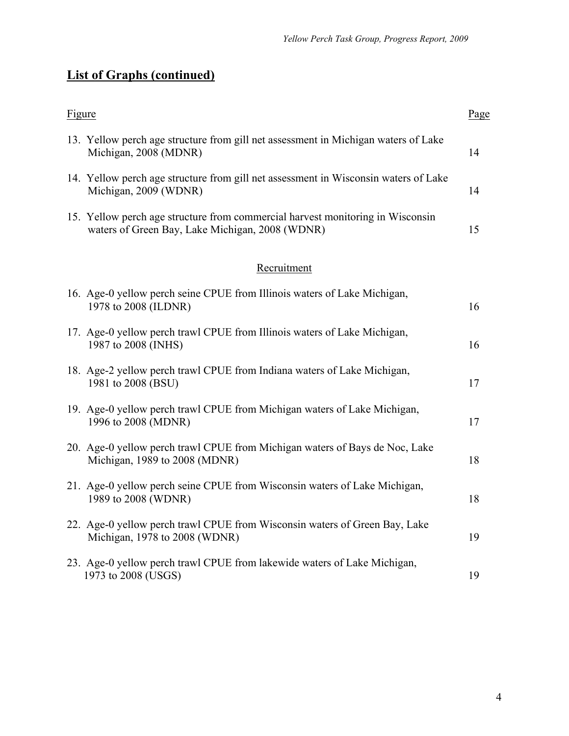## List of Graphs (continued)

| Figure | Page |
|---|---|
| 13. Yellow perch age structure from gill net assessment in Michigan waters of Lake Michigan, 2008 (MDNR) | 14 |
| 14. Yellow perch age structure from gill net assessment in Wisconsin waters of Lake Michigan, 2009 (WDNR) | 14 |
| 15. Yellow perch age structure from commercial harvest monitoring in Wisconsin waters of Green Bay, Lake Michigan, 2008 (WDNR) | 15 |
| **Recruitment** | |
| 16. Age-0 yellow perch seine CPUE from Illinois waters of Lake Michigan, 1978 to 2008 (ILDNR) | 16 |
| 17. Age-0 yellow perch trawl CPUE from Illinois waters of Lake Michigan, 1987 to 2008 (INHS) | 16 |
| 18. Age-2 yellow perch trawl CPUE from Indiana waters of Lake Michigan, 1981 to 2008 (BSU) | 17 |
| 19. Age-0 yellow perch trawl CPUE from Michigan waters of Lake Michigan, 1996 to 2008 (MDNR) | 17 |
| 20. Age-0 yellow perch trawl CPUE from Michigan waters of Bays de Noc, Lake Michigan, 1989 to 2008 (MDNR) | 18 |
| 21. Age-0 yellow perch seine CPUE from Wisconsin waters of Lake Michigan, 1989 to 2008 (WDNR) | 18 |
| 22. Age-0 yellow perch trawl CPUE from Wisconsin waters of Green Bay, Lake Michigan, 1978 to 2008 (WDNR) | 19 |
| 23. Age-0 yellow perch trawl CPUE from lakewide waters of Lake Michigan, 1973 to 2008 (USGS) | 19 |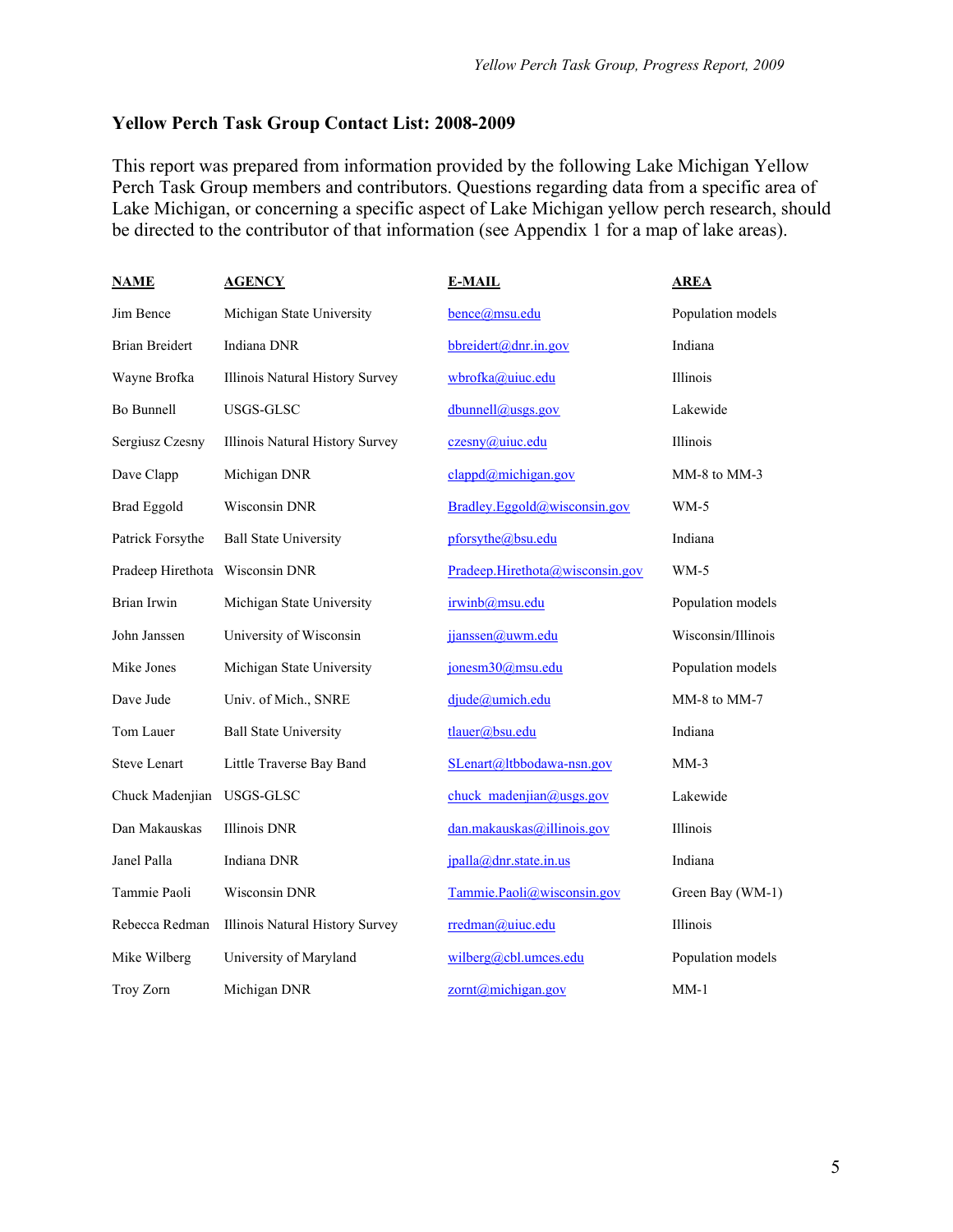## Yellow Perch Task Group Contact List: 2008-2009

This report was prepared from information provided by the following Lake Michigan Yellow Perch Task Group members and contributors. Questions regarding data from a specific area of Lake Michigan, or concerning a specific aspect of Lake Michigan yellow perch research, should be directed to the contributor of that information (see Appendix 1 for a map of lake areas).

| NAME | AGENCY | E-MAIL | AREA |
|---|---|---|---|
| Jim Bence | Michigan State University | bence@msu.edu | Population models |
| Brian Breidert | Indiana DNR | bbreidert@dnr.in.gov | Indiana |
| Wayne Brofka | Illinois Natural History Survey | wbrofka@uiuc.edu | Illinois |
| Bo Bunnell | USGS-GLSC | dbunnell@usgs.gov | Lakewide |
| Sergiusz Czesny | Illinois Natural History Survey | czesny@uiuc.edu | Illinois |
| Dave Clapp | Michigan DNR | clappd@michigan.gov | MM-8 to MM-3 |
| Brad Eggold | Wisconsin DNR | Bradley.Eggold@wisconsin.gov | WM-5 |
| Patrick Forsythe | Ball State University | pforsythe@bsu.edu | Indiana |
| Pradeep Hirethota | Wisconsin DNR | Pradeep.Hirethota@wisconsin.gov | WM-5 |
| Brian Irwin | Michigan State University | irwinb@msu.edu | Population models |
| John Janssen | University of Wisconsin | jjanssen@uwm.edu | Wisconsin/Illinois |
| Mike Jones | Michigan State University | jonesm30@msu.edu | Population models |
| Dave Jude | Univ. of Mich., SNRE | djude@umich.edu | MM-8 to MM-7 |
| Tom Lauer | Ball State University | tlauer@bsu.edu | Indiana |
| Steve Lenart | Little Traverse Bay Band | SLenart@ltbbodawa-nsn.gov | MM-3 |
| Chuck Madenjian | USGS-GLSC | chuck_madenjian@usgs.gov | Lakewide |
| Dan Makauskas | Illinois DNR | dan.makauskas@illinois.gov | Illinois |
| Janel Palla | Indiana DNR | jpalla@dnr.state.in.us | Indiana |
| Tammie Paoli | Wisconsin DNR | Tammie.Paoli@wisconsin.gov | Green Bay (WM-1) |
| Rebecca Redman | Illinois Natural History Survey | rredman@uiuc.edu | Illinois |
| Mike Wilberg | University of Maryland | wilberg@cbl.umces.edu | Population models |
| Troy Zorn | Michigan DNR | zornt@michigan.gov | MM-1 |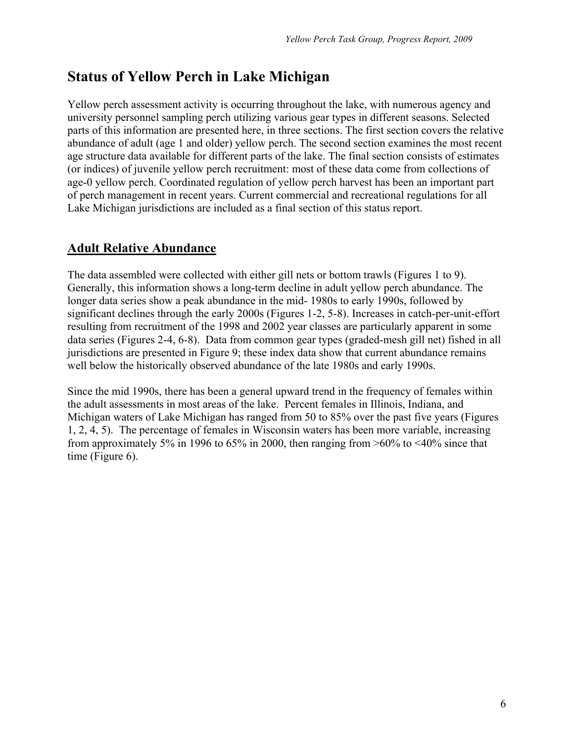# Status of Yellow Perch in Lake Michigan

Yellow perch assessment activity is occurring throughout the lake, with numerous agency and university personnel sampling perch utilizing various gear types in different seasons. Selected parts of this information are presented here, in three sections. The first section covers the relative abundance of adult (age 1 and older) yellow perch. The second section examines the most recent age structure data available for different parts of the lake. The final section consists of estimates (or indices) of juvenile yellow perch recruitment: most of these data come from collections of age-0 yellow perch. Coordinated regulation of yellow perch harvest has been an important part of perch management in recent years. Current commercial and recreational regulations for all Lake Michigan jurisdictions are included as a final section of this status report.

## Adult Relative Abundance

The data assembled were collected with either gill nets or bottom trawls (Figures 1 to 9). Generally, this information shows a long-term decline in adult yellow perch abundance. The longer data series show a peak abundance in the mid- 1980s to early 1990s, followed by significant declines through the early 2000s (Figures 1-2, 5-8). Increases in catch-per-unit-effort resulting from recruitment of the 1998 and 2002 year classes are particularly apparent in some data series (Figures 2-4, 6-8). Data from common gear types (graded-mesh gill net) fished in all jurisdictions are presented in Figure 9; these index data show that current abundance remains well below the historically observed abundance of the late 1980s and early 1990s.

Since the mid 1990s, there has been a general upward trend in the frequency of females within the adult assessments in most areas of the lake. Percent females in Illinois, Indiana, and Michigan waters of Lake Michigan has ranged from 50 to 85% over the past five years (Figures 1, 2, 4, 5). The percentage of females in Wisconsin waters has been more variable, increasing from approximately 5% in 1996 to 65% in 2000, then ranging from >60% to <40% since that time (Figure 6).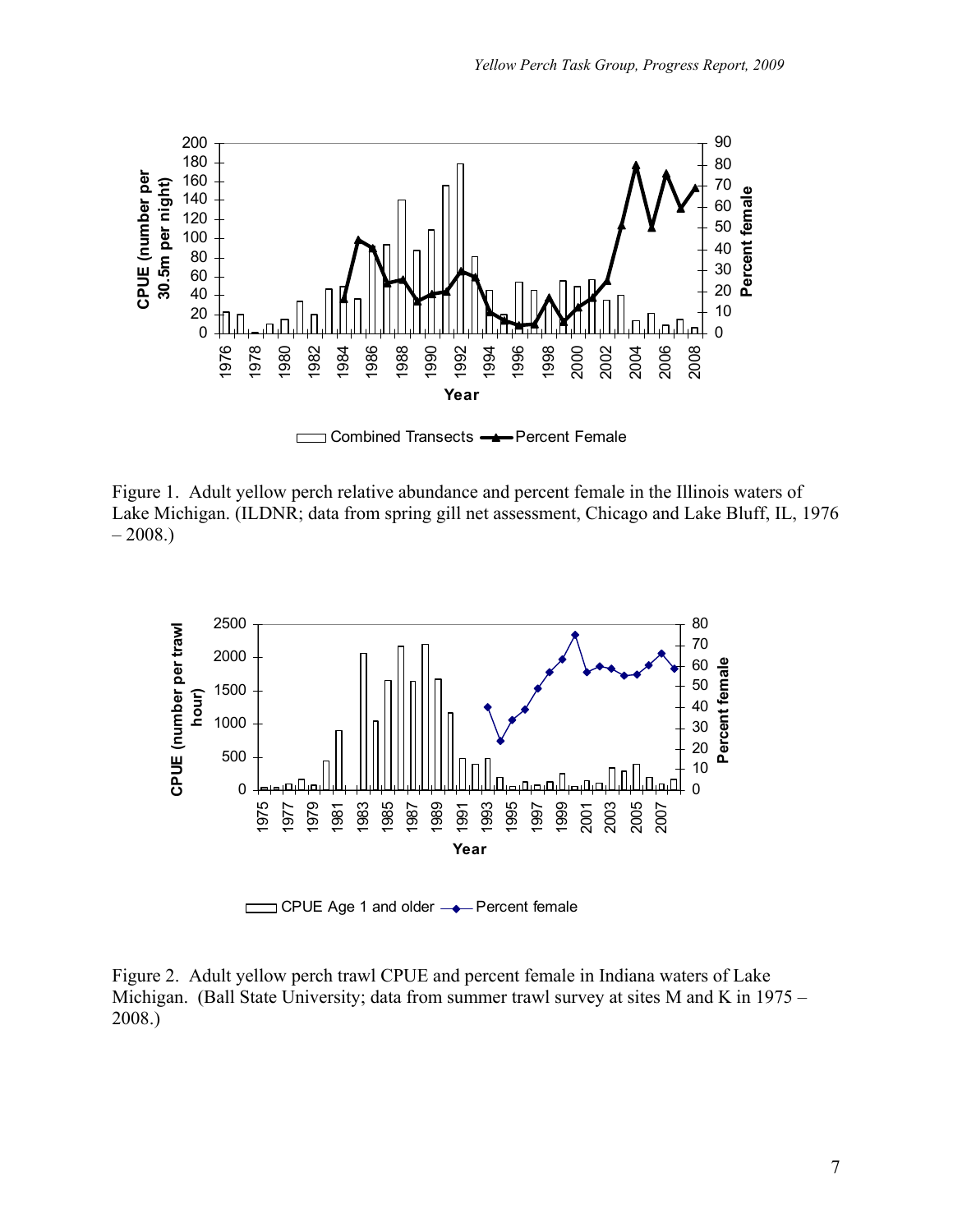Figure 1. Adult yellow perch relative abundance and percent female in the Illinois waters of Lake Michigan. (ILDNR; data from spring gill net assessment, Chicago and Lake Bluff, IL, 1976 – 2008.)

Figure 2. Adult yellow perch trawl CPUE and percent female in Indiana waters of Lake Michigan. (Ball State University; data from summer trawl survey at sites M and K in 1975 – 2008.)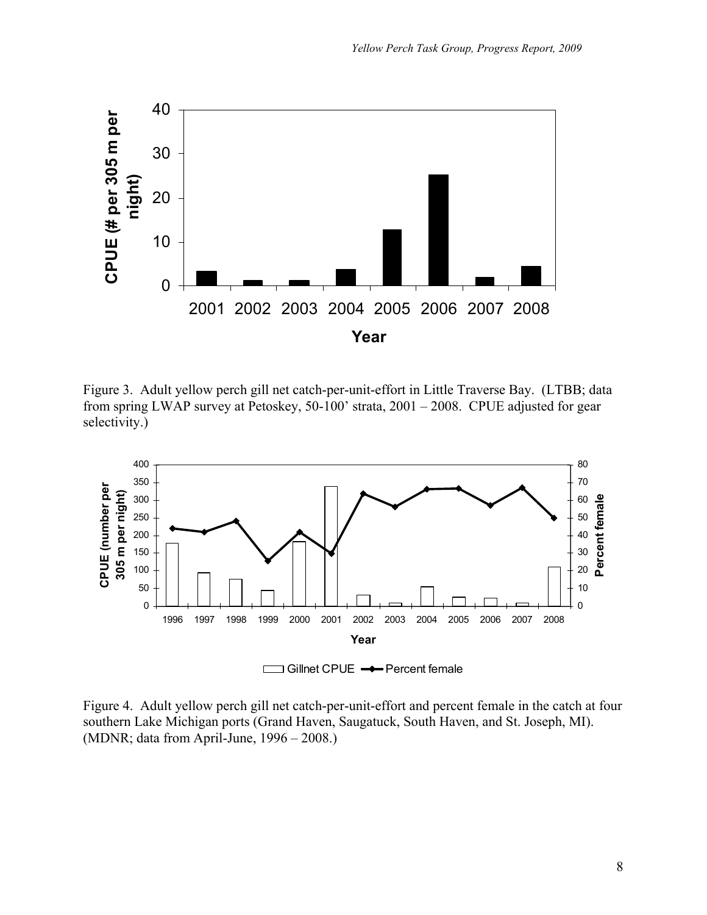Figure 3. Adult yellow perch gill net catch-per-unit-effort in Little Traverse Bay. (LTBB; data from spring LWAP survey at Petoskey, 50-100' strata, 2001 – 2008. CPUE adjusted for gear selectivity.)

Figure 4. Adult yellow perch gill net catch-per-unit-effort and percent female in the catch at four southern Lake Michigan ports (Grand Haven, Saugatuck, South Haven, and St. Joseph, MI). (MDNR; data from April-June, 1996 – 2008.)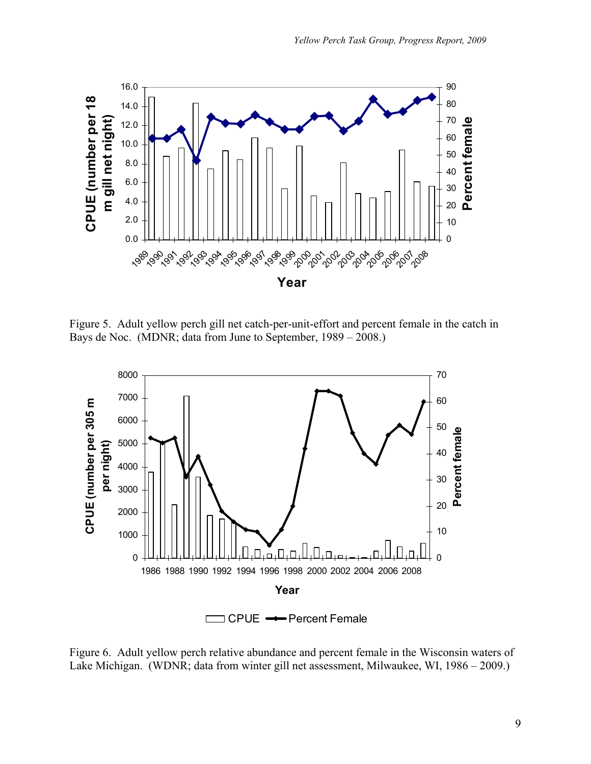Figure 5. Adult yellow perch gill net catch-per-unit-effort and percent female in the catch in Bays de Noc. (MDNR; data from June to September, 1989 – 2008.)

Figure 6. Adult yellow perch relative abundance and percent female in the Wisconsin waters of Lake Michigan. (WDNR; data from winter gill net assessment, Milwaukee, WI, 1986 – 2009.)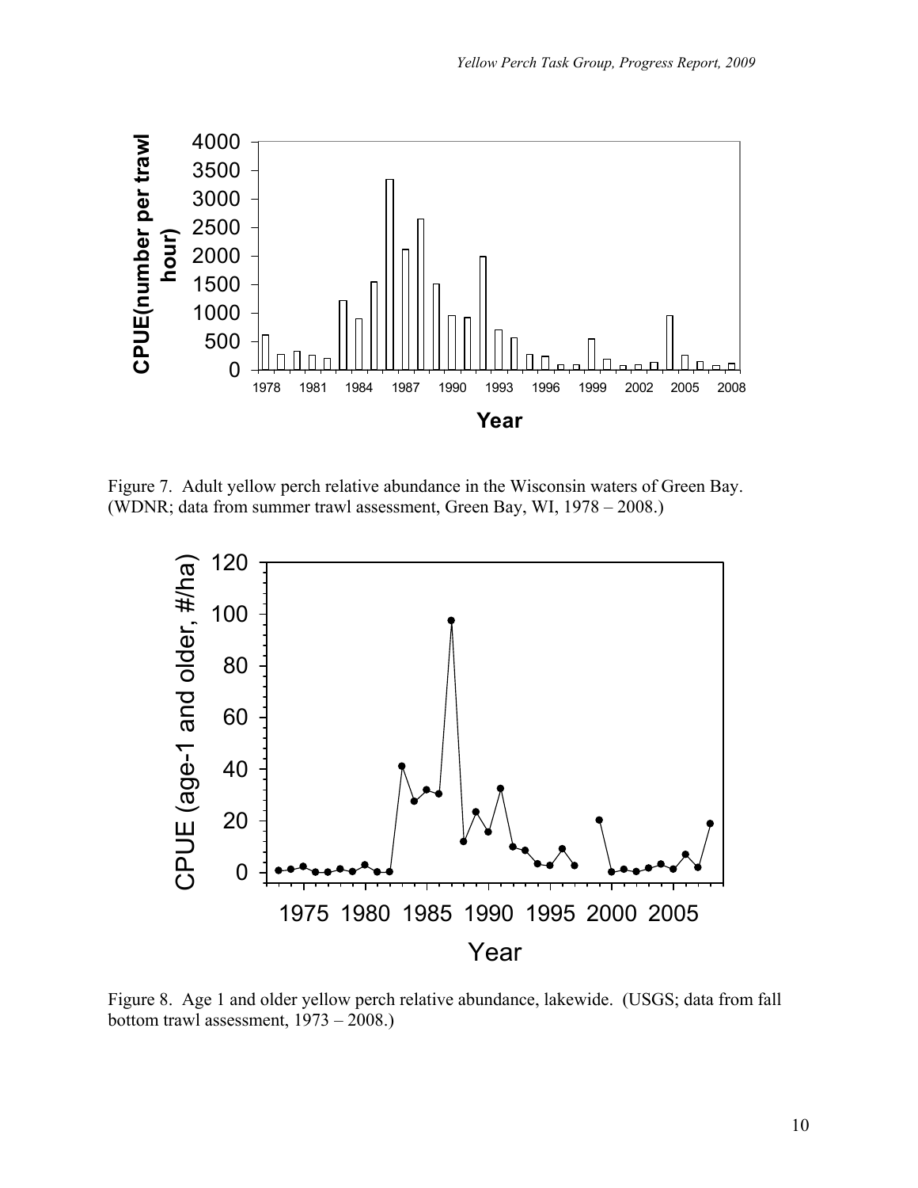Figure 7. Adult yellow perch relative abundance in the Wisconsin waters of Green Bay. (WDNR; data from summer trawl assessment, Green Bay, WI, 1978 – 2008.)

Figure 8. Age 1 and older yellow perch relative abundance, lakewide. (USGS; data from fall bottom trawl assessment, 1973 – 2008.)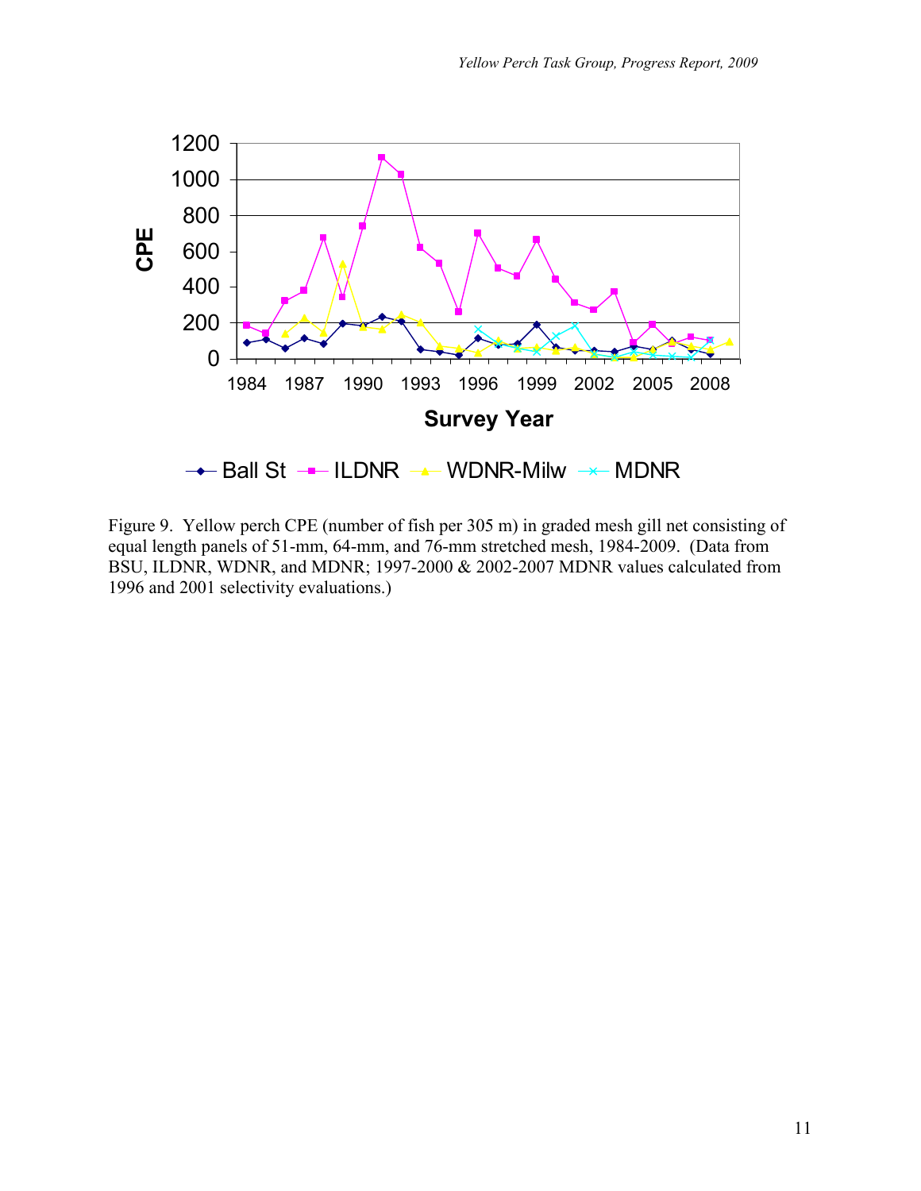Figure 9. Yellow perch CPE (number of fish per 305 m) in graded mesh gill net consisting of equal length panels of 51-mm, 64-mm, and 76-mm stretched mesh, 1984-2009. (Data from BSU, ILDNR, WDNR, and MDNR; 1997-2000 & 2002-2007 MDNR values calculated from 1996 and 2001 selectivity evaluations.)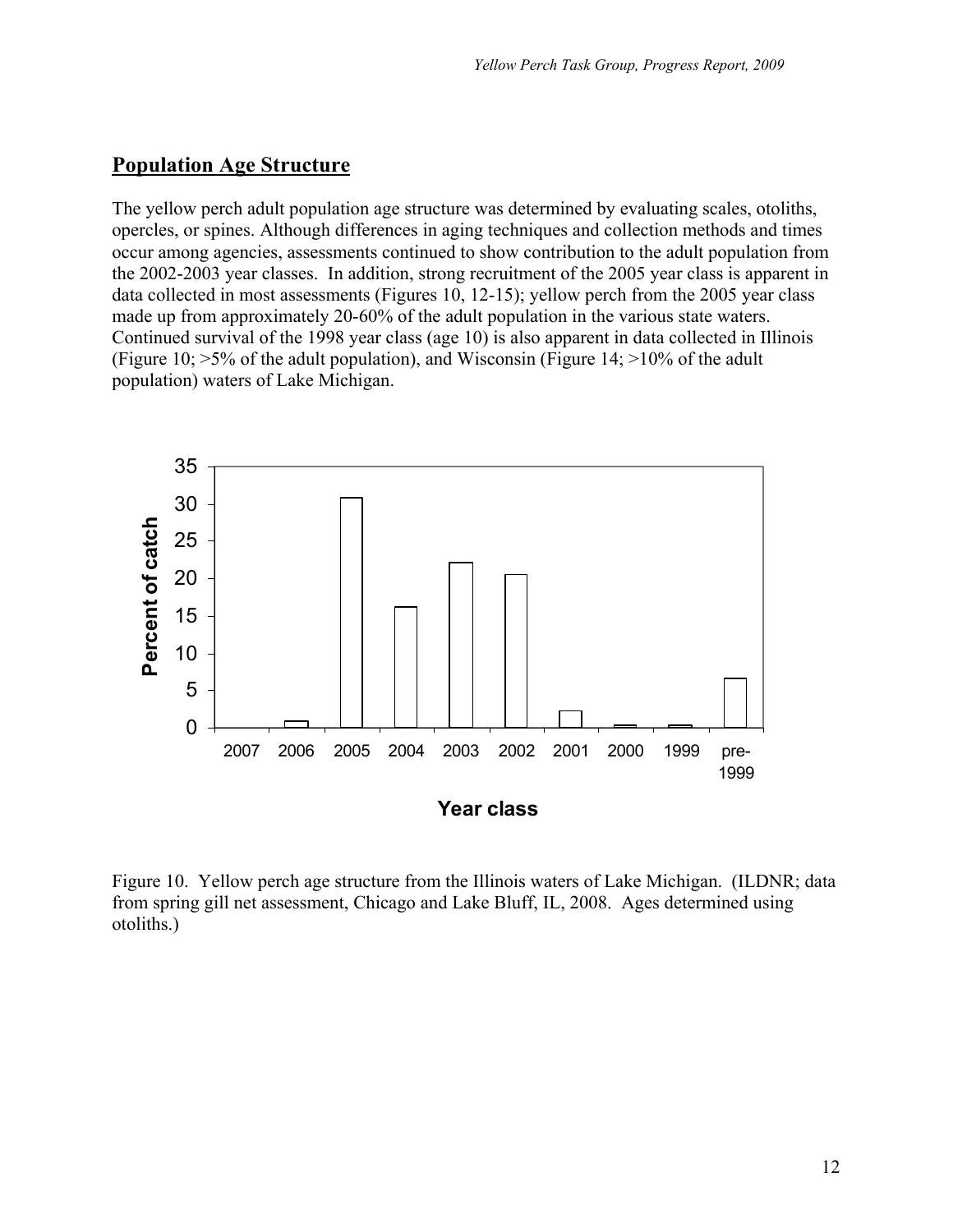## Population Age Structure

The yellow perch adult population age structure was determined by evaluating scales, otoliths, opercles, or spines. Although differences in aging techniques and collection methods and times occur among agencies, assessments continued to show contribution to the adult population from the 2002-2003 year classes. In addition, strong recruitment of the 2005 year class is apparent in data collected in most assessments (Figures 10, 12-15); yellow perch from the 2005 year class made up from approximately 20-60% of the adult population in the various state waters. Continued survival of the 1998 year class (age 10) is also apparent in data collected in Illinois (Figure 10; >5% of the adult population), and Wisconsin (Figure 14; >10% of the adult population) waters of Lake Michigan.

Figure 10. Yellow perch age structure from the Illinois waters of Lake Michigan. (ILDNR; data from spring gill net assessment, Chicago and Lake Bluff, IL, 2008. Ages determined using otoliths.)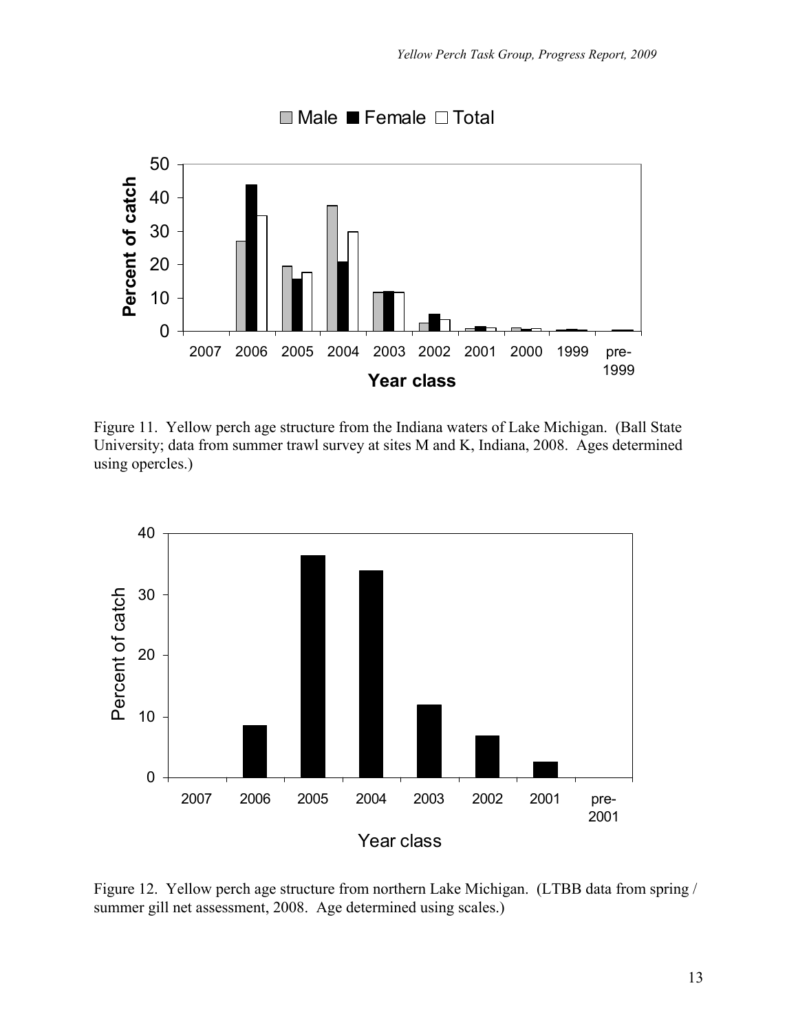Figure 11. Yellow perch age structure from the Indiana waters of Lake Michigan. (Ball State University; data from summer trawl survey at sites M and K, Indiana, 2008. Ages determined using opercles.)

Figure 12. Yellow perch age structure from northern Lake Michigan. (LTBB data from spring / summer gill net assessment, 2008. Age determined using scales.)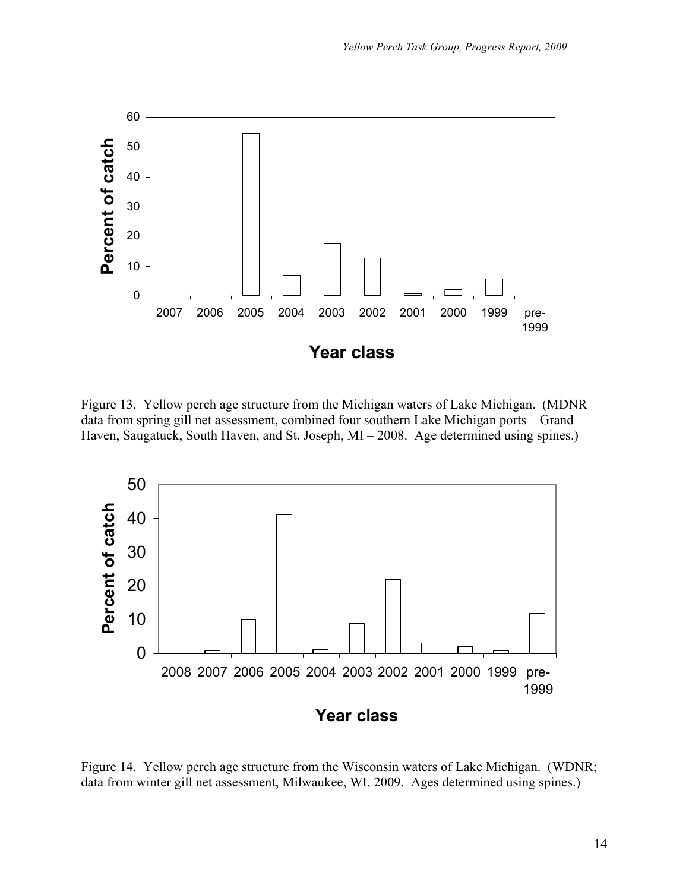Figure 13. Yellow perch age structure from the Michigan waters of Lake Michigan. (MDNR data from spring gill net assessment, combined four southern Lake Michigan ports – Grand Haven, Saugatuck, South Haven, and St. Joseph, MI – 2008. Age determined using spines.)

Figure 14. Yellow perch age structure from the Wisconsin waters of Lake Michigan. (WDNR; data from winter gill net assessment, Milwaukee, WI, 2009. Ages determined using spines.)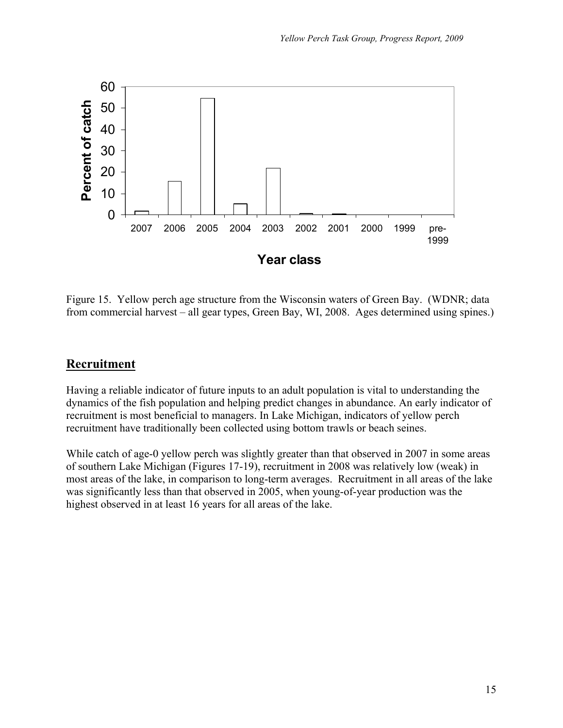Figure 15. Yellow perch age structure from the Wisconsin waters of Green Bay. (WDNR; data from commercial harvest – all gear types, Green Bay, WI, 2008. Ages determined using spines.)

## Recruitment

Having a reliable indicator of future inputs to an adult population is vital to understanding the dynamics of the fish population and helping predict changes in abundance. An early indicator of recruitment is most beneficial to managers. In Lake Michigan, indicators of yellow perch recruitment have traditionally been collected using bottom trawls or beach seines.

While catch of age-0 yellow perch was slightly greater than that observed in 2007 in some areas of southern Lake Michigan (Figures 17-19), recruitment in 2008 was relatively low (weak) in most areas of the lake, in comparison to long-term averages. Recruitment in all areas of the lake was significantly less than that observed in 2005, when young-of-year production was the highest observed in at least 16 years for all areas of the lake.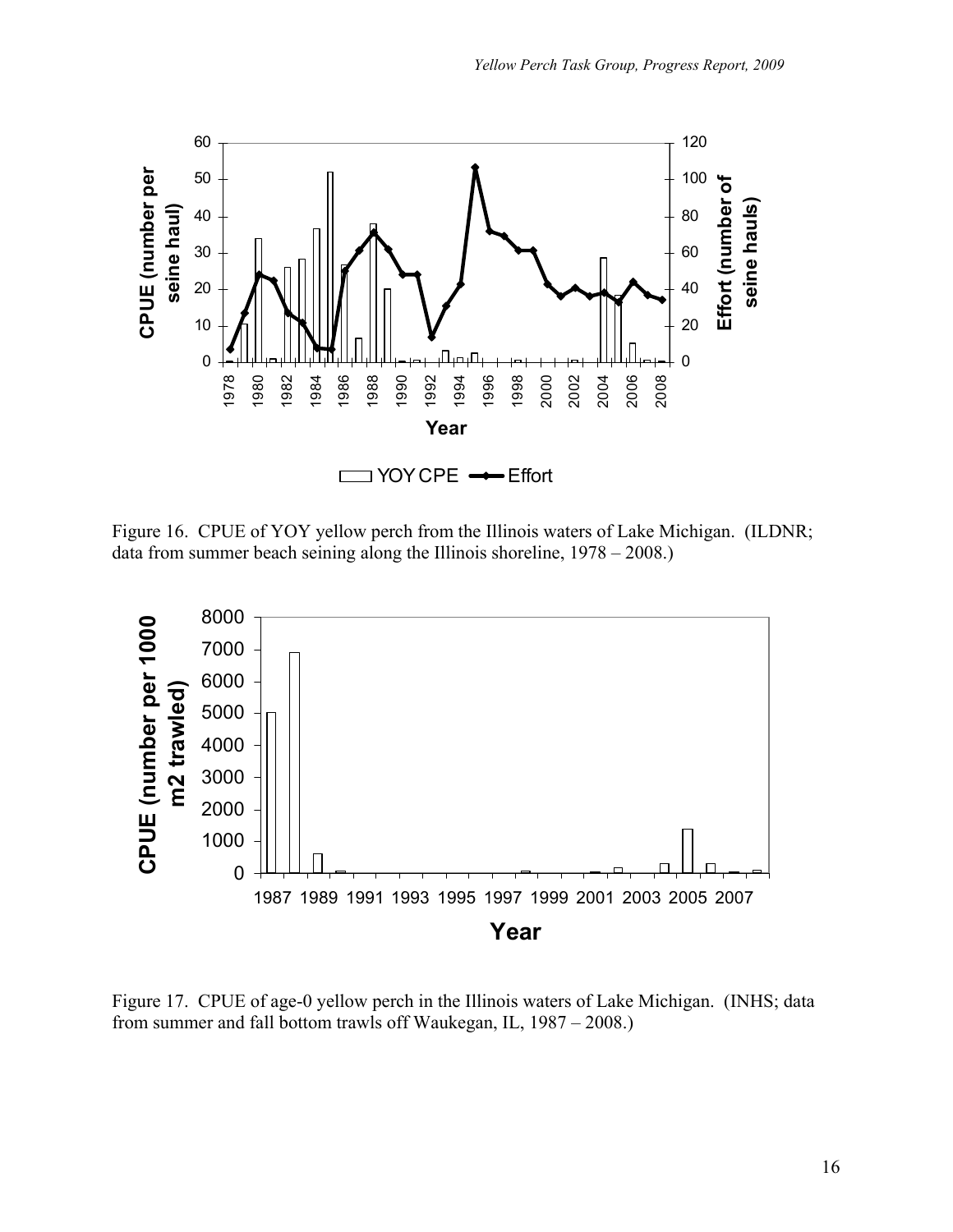Figure 16. CPUE of YOY yellow perch from the Illinois waters of Lake Michigan. (ILDNR; data from summer beach seining along the Illinois shoreline, 1978 – 2008.)

Figure 17. CPUE of age-0 yellow perch in the Illinois waters of Lake Michigan. (INHS; data from summer and fall bottom trawls off Waukegan, IL, 1987 – 2008.)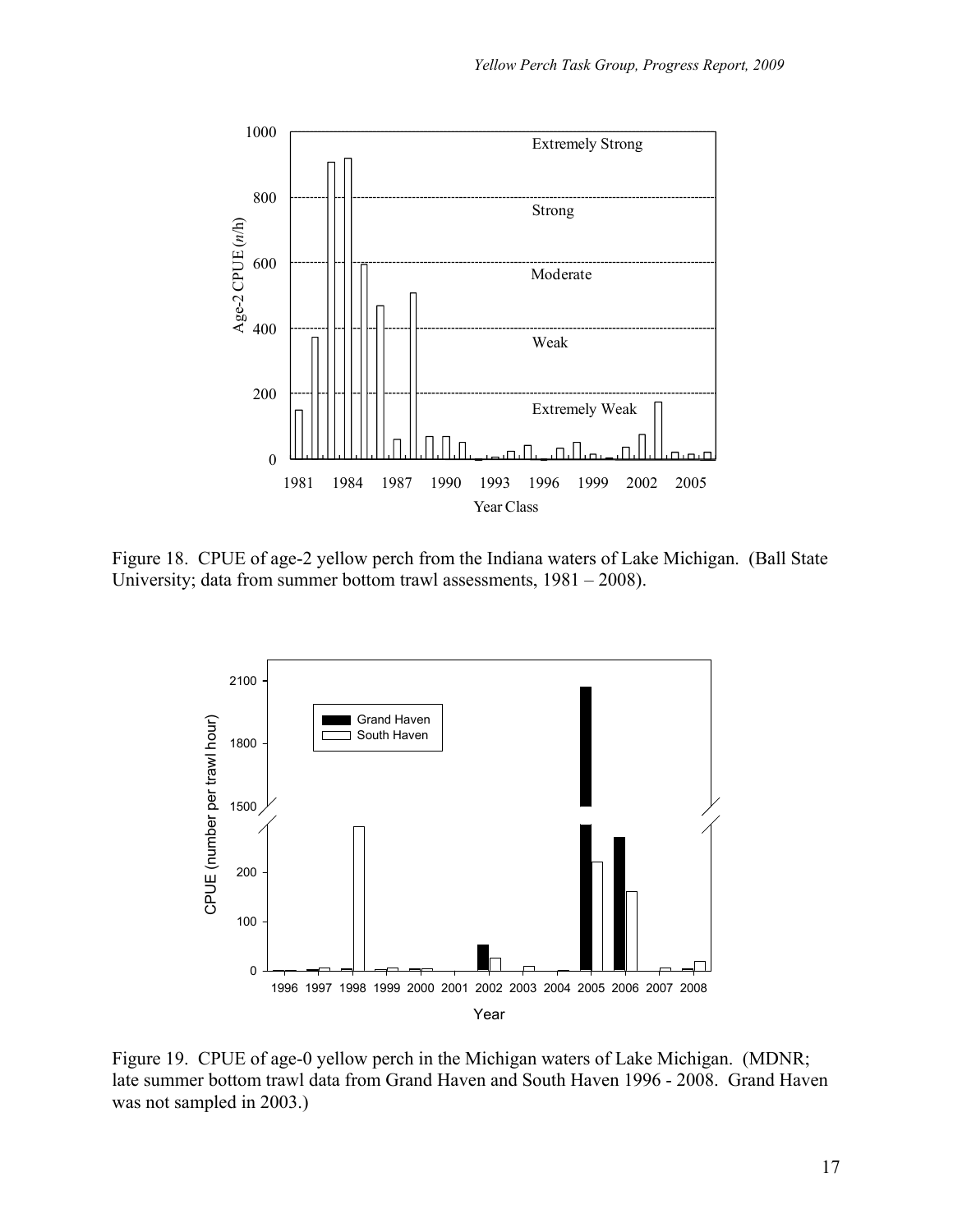Figure 18. CPUE of age-2 yellow perch from the Indiana waters of Lake Michigan. (Ball State University; data from summer bottom trawl assessments, 1981 – 2008).

Figure 19. CPUE of age-0 yellow perch in the Michigan waters of Lake Michigan. (MDNR; late summer bottom trawl data from Grand Haven and South Haven 1996 - 2008. Grand Haven was not sampled in 2003.)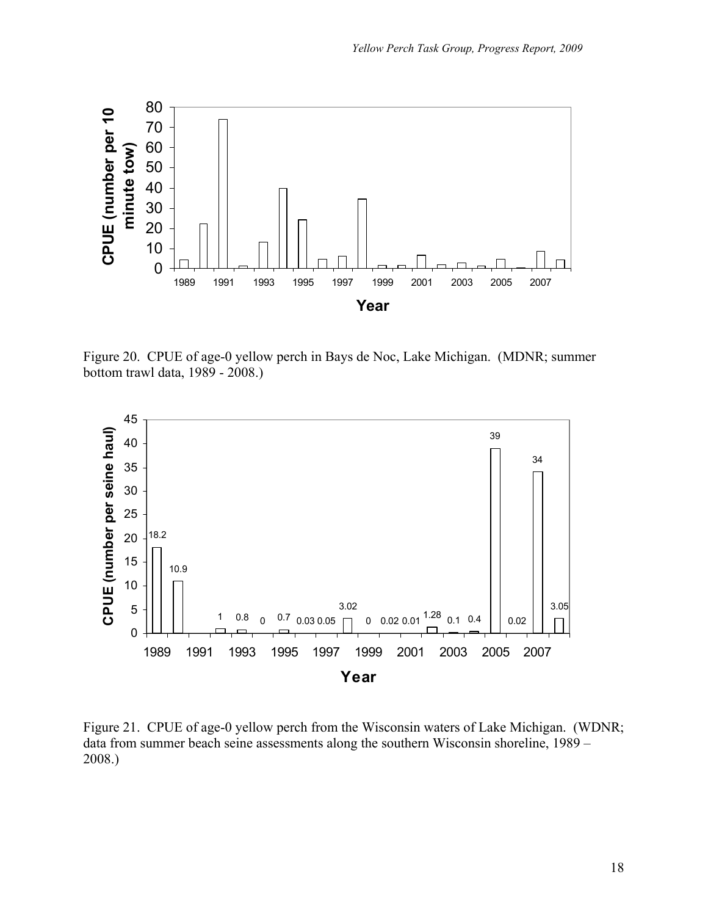Figure 20. CPUE of age-0 yellow perch in Bays de Noc, Lake Michigan. (MDNR; summer bottom trawl data, 1989 - 2008.)

Figure 21. CPUE of age-0 yellow perch from the Wisconsin waters of Lake Michigan. (WDNR; data from summer beach seine assessments along the southern Wisconsin shoreline, 1989 – 2008.)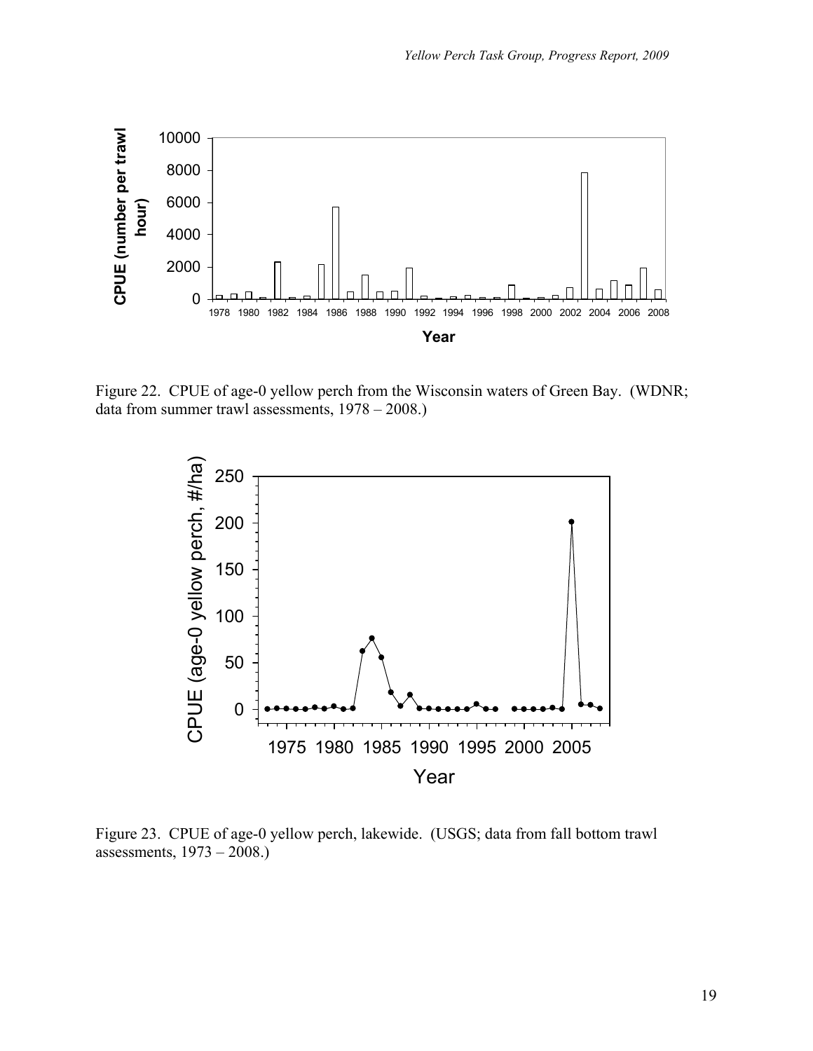Figure 22. CPUE of age-0 yellow perch from the Wisconsin waters of Green Bay. (WDNR; data from summer trawl assessments, 1978 – 2008.)

Figure 23. CPUE of age-0 yellow perch, lakewide. (USGS; data from fall bottom trawl assessments, 1973 – 2008.)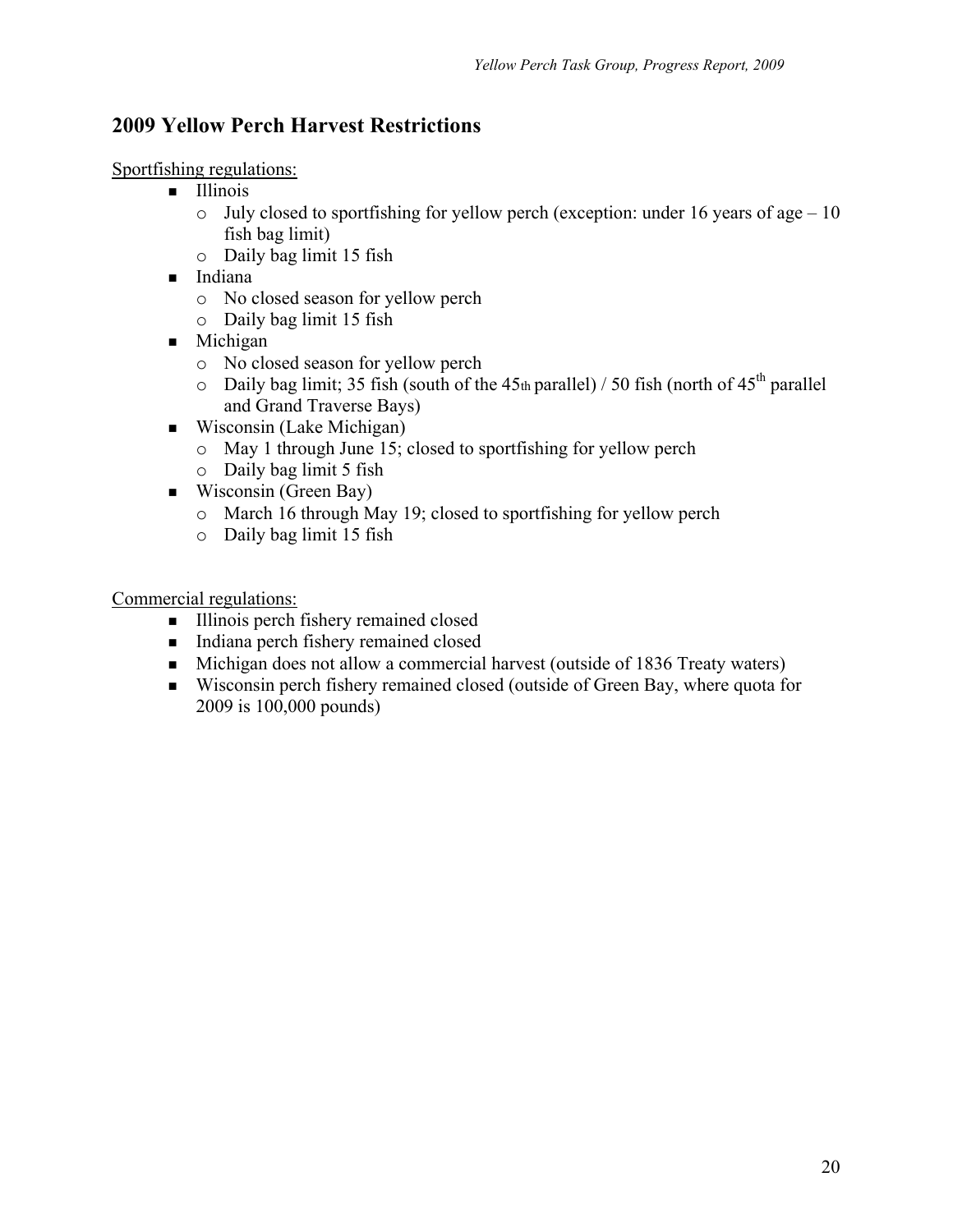## 2009 Yellow Perch Harvest Restrictions

Sportfishing regulations:

- Illinois
  - July closed to sportfishing for yellow perch (exception: under 16 years of age – 10 fish bag limit)
  - Daily bag limit 15 fish
- Indiana
  - No closed season for yellow perch
  - Daily bag limit 15 fish
- Michigan
  - No closed season for yellow perch
  - Daily bag limit; 35 fish (south of the 45th parallel) / 50 fish (north of 45th parallel and Grand Traverse Bays)
- Wisconsin (Lake Michigan)
  - May 1 through June 15; closed to sportfishing for yellow perch
  - Daily bag limit 5 fish
- Wisconsin (Green Bay)
  - March 16 through May 19; closed to sportfishing for yellow perch
  - Daily bag limit 15 fish

Commercial regulations:

- Illinois perch fishery remained closed
- Indiana perch fishery remained closed
- Michigan does not allow a commercial harvest (outside of 1836 Treaty waters)
- Wisconsin perch fishery remained closed (outside of Green Bay, where quota for 2009 is 100,000 pounds)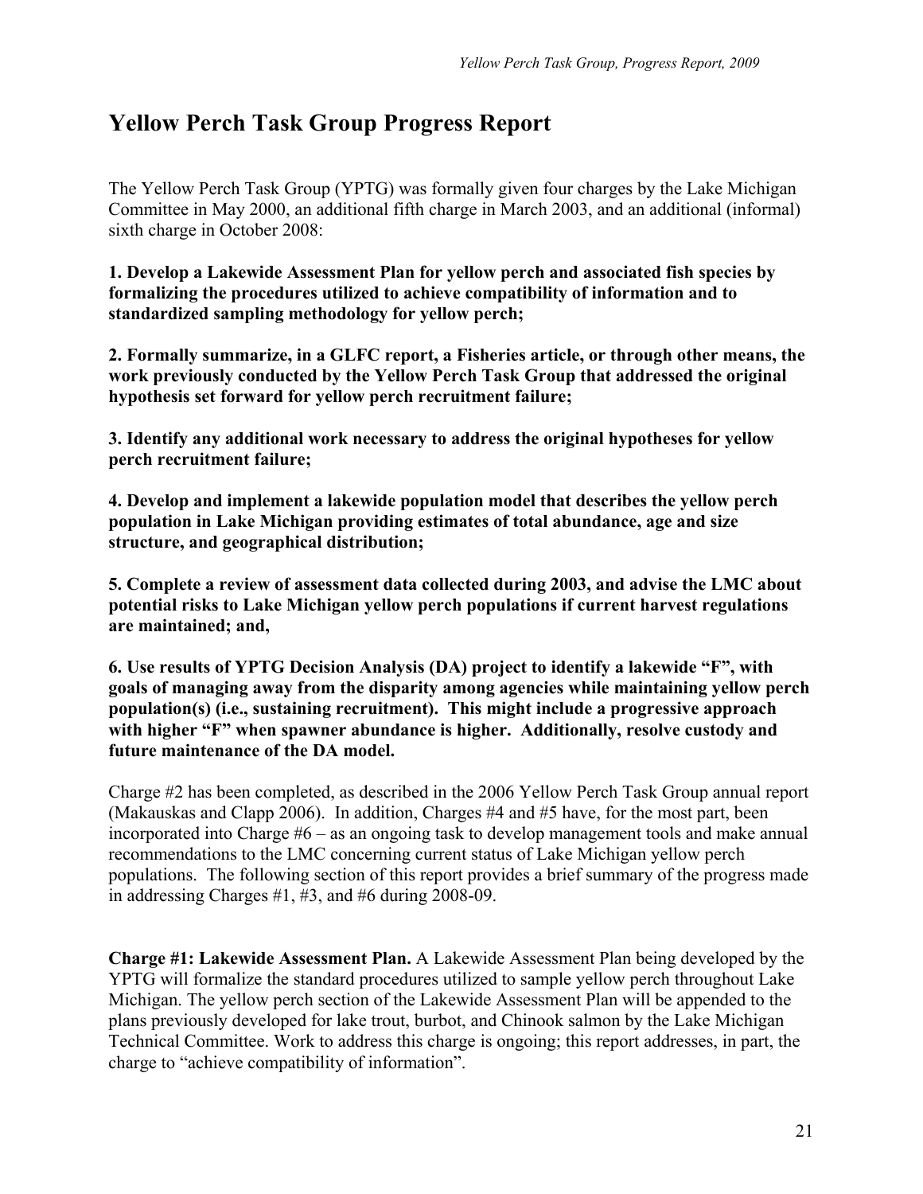# Yellow Perch Task Group Progress Report

The Yellow Perch Task Group (YPTG) was formally given four charges by the Lake Michigan Committee in May 2000, an additional fifth charge in March 2003, and an additional (informal) sixth charge in October 2008:

**1. Develop a Lakewide Assessment Plan for yellow perch and associated fish species by formalizing the procedures utilized to achieve compatibility of information and to standardized sampling methodology for yellow perch;**

**2. Formally summarize, in a GLFC report, a Fisheries article, or through other means, the work previously conducted by the Yellow Perch Task Group that addressed the original hypothesis set forward for yellow perch recruitment failure;**

**3. Identify any additional work necessary to address the original hypotheses for yellow perch recruitment failure;**

**4. Develop and implement a lakewide population model that describes the yellow perch population in Lake Michigan providing estimates of total abundance, age and size structure, and geographical distribution;**

**5. Complete a review of assessment data collected during 2003, and advise the LMC about potential risks to Lake Michigan yellow perch populations if current harvest regulations are maintained; and,**

**6. Use results of YPTG Decision Analysis (DA) project to identify a lakewide "F", with goals of managing away from the disparity among agencies while maintaining yellow perch population(s) (i.e., sustaining recruitment). This might include a progressive approach with higher "F" when spawner abundance is higher. Additionally, resolve custody and future maintenance of the DA model.**

Charge #2 has been completed, as described in the 2006 Yellow Perch Task Group annual report (Makauskas and Clapp 2006). In addition, Charges #4 and #5 have, for the most part, been incorporated into Charge #6 – as an ongoing task to develop management tools and make annual recommendations to the LMC concerning current status of Lake Michigan yellow perch populations. The following section of this report provides a brief summary of the progress made in addressing Charges #1, #3, and #6 during 2008-09.

**Charge #1: Lakewide Assessment Plan.** A Lakewide Assessment Plan being developed by the YPTG will formalize the standard procedures utilized to sample yellow perch throughout Lake Michigan. The yellow perch section of the Lakewide Assessment Plan will be appended to the plans previously developed for lake trout, burbot, and Chinook salmon by the Lake Michigan Technical Committee. Work to address this charge is ongoing; this report addresses, in part, the charge to "achieve compatibility of information".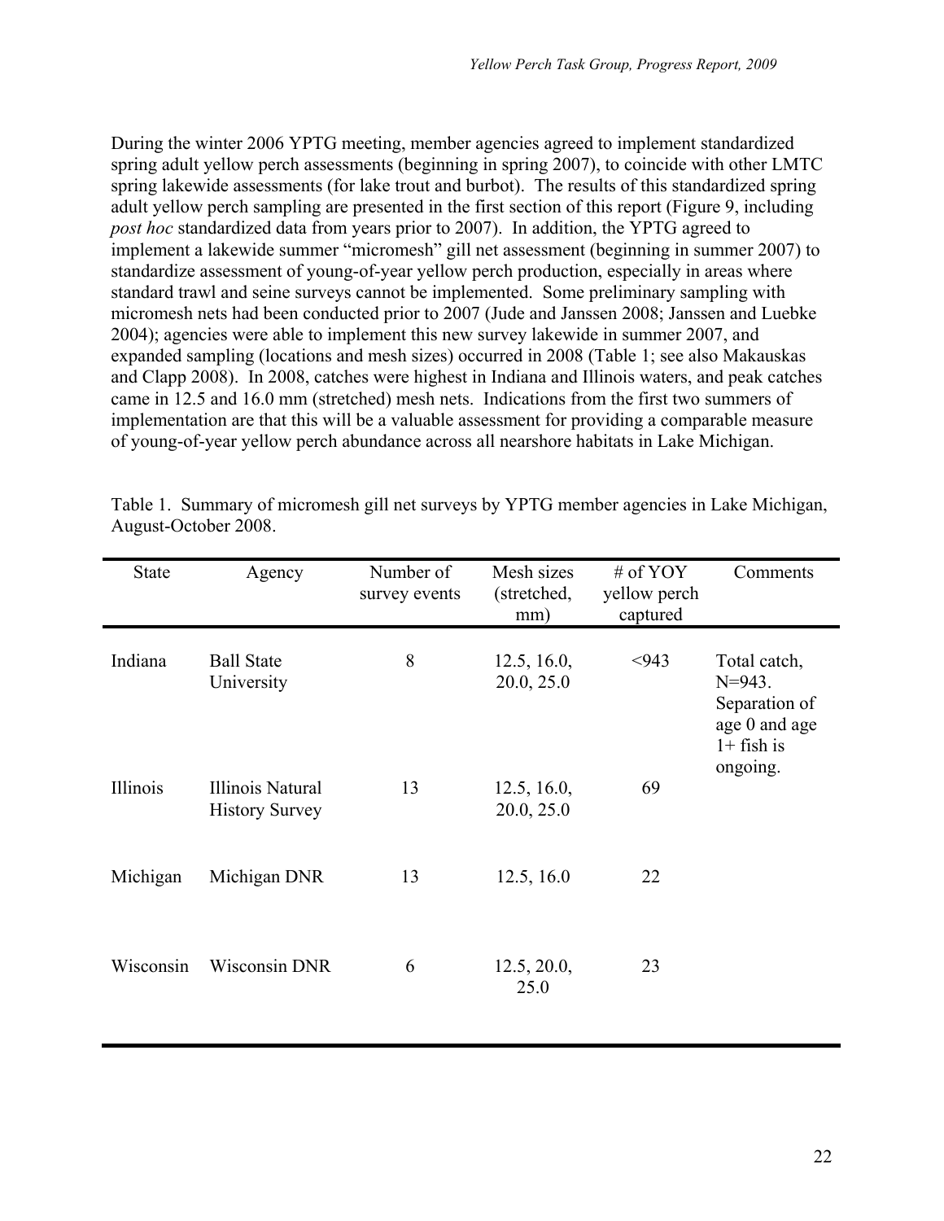During the winter 2006 YPTG meeting, member agencies agreed to implement standardized spring adult yellow perch assessments (beginning in spring 2007), to coincide with other LMTC spring lakewide assessments (for lake trout and burbot). The results of this standardized spring adult yellow perch sampling are presented in the first section of this report (Figure 9, including *post hoc* standardized data from years prior to 2007). In addition, the YPTG agreed to implement a lakewide summer "micromesh" gill net assessment (beginning in summer 2007) to standardize assessment of young-of-year yellow perch production, especially in areas where standard trawl and seine surveys cannot be implemented. Some preliminary sampling with micromesh nets had been conducted prior to 2007 (Jude and Janssen 2008; Janssen and Luebke 2004); agencies were able to implement this new survey lakewide in summer 2007, and expanded sampling (locations and mesh sizes) occurred in 2008 (Table 1; see also Makauskas and Clapp 2008). In 2008, catches were highest in Indiana and Illinois waters, and peak catches came in 12.5 and 16.0 mm (stretched) mesh nets. Indications from the first two summers of implementation are that this will be a valuable assessment for providing a comparable measure of young-of-year yellow perch abundance across all nearshore habitats in Lake Michigan.

Table 1. Summary of micromesh gill net surveys by YPTG member agencies in Lake Michigan, August-October 2008.

| State | Agency | Number of survey events | Mesh sizes (stretched, mm) | # of YOY yellow perch captured | Comments |
|---|---|---|---|---|---|
| Indiana | Ball State University | 8 | 12.5, 16.0, 20.0, 25.0 | <943 | Total catch, N=943. Separation of age 0 and age 1+ fish is ongoing. |
| Illinois | Illinois Natural History Survey | 13 | 12.5, 16.0, 20.0, 25.0 | 69 | |
| Michigan | Michigan DNR | 13 | 12.5, 16.0 | 22 | |
| Wisconsin | Wisconsin DNR | 6 | 12.5, 20.0, 25.0 | 23 | |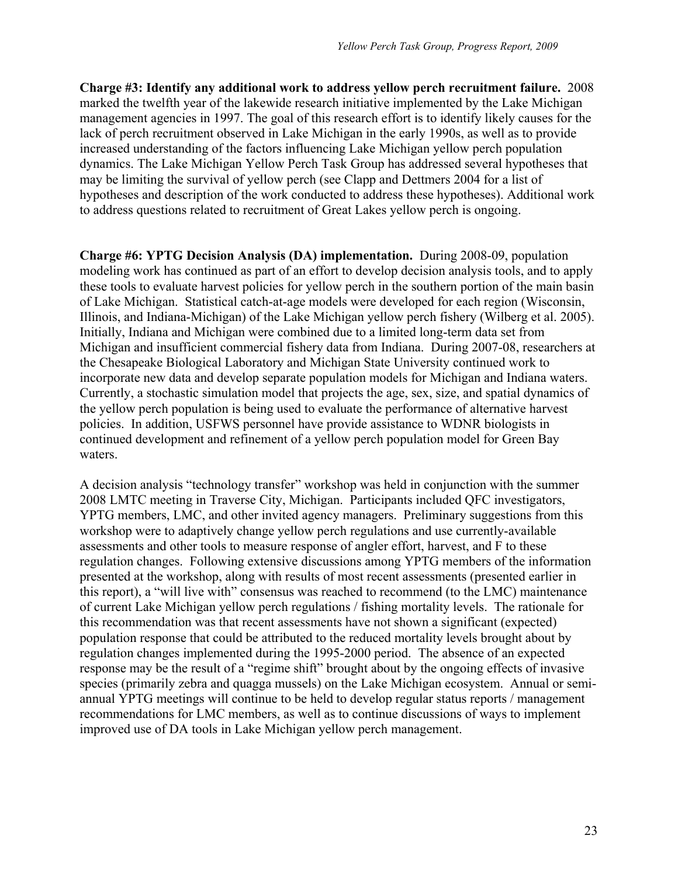**Charge #3: Identify any additional work to address yellow perch recruitment failure.** 2008 marked the twelfth year of the lakewide research initiative implemented by the Lake Michigan management agencies in 1997. The goal of this research effort is to identify likely causes for the lack of perch recruitment observed in Lake Michigan in the early 1990s, as well as to provide increased understanding of the factors influencing Lake Michigan yellow perch population dynamics. The Lake Michigan Yellow Perch Task Group has addressed several hypotheses that may be limiting the survival of yellow perch (see Clapp and Dettmers 2004 for a list of hypotheses and description of the work conducted to address these hypotheses). Additional work to address questions related to recruitment of Great Lakes yellow perch is ongoing.

**Charge #6: YPTG Decision Analysis (DA) implementation.** During 2008-09, population modeling work has continued as part of an effort to develop decision analysis tools, and to apply these tools to evaluate harvest policies for yellow perch in the southern portion of the main basin of Lake Michigan. Statistical catch-at-age models were developed for each region (Wisconsin, Illinois, and Indiana-Michigan) of the Lake Michigan yellow perch fishery (Wilberg et al. 2005). Initially, Indiana and Michigan were combined due to a limited long-term data set from Michigan and insufficient commercial fishery data from Indiana. During 2007-08, researchers at the Chesapeake Biological Laboratory and Michigan State University continued work to incorporate new data and develop separate population models for Michigan and Indiana waters. Currently, a stochastic simulation model that projects the age, sex, size, and spatial dynamics of the yellow perch population is being used to evaluate the performance of alternative harvest policies. In addition, USFWS personnel have provide assistance to WDNR biologists in continued development and refinement of a yellow perch population model for Green Bay waters.

A decision analysis "technology transfer" workshop was held in conjunction with the summer 2008 LMTC meeting in Traverse City, Michigan. Participants included QFC investigators, YPTG members, LMC, and other invited agency managers. Preliminary suggestions from this workshop were to adaptively change yellow perch regulations and use currently-available assessments and other tools to measure response of angler effort, harvest, and F to these regulation changes. Following extensive discussions among YPTG members of the information presented at the workshop, along with results of most recent assessments (presented earlier in this report), a "will live with" consensus was reached to recommend (to the LMC) maintenance of current Lake Michigan yellow perch regulations / fishing mortality levels. The rationale for this recommendation was that recent assessments have not shown a significant (expected) population response that could be attributed to the reduced mortality levels brought about by regulation changes implemented during the 1995-2000 period. The absence of an expected response may be the result of a "regime shift" brought about by the ongoing effects of invasive species (primarily zebra and quagga mussels) on the Lake Michigan ecosystem. Annual or semi-annual YPTG meetings will continue to be held to develop regular status reports / management recommendations for LMC members, as well as to continue discussions of ways to implement improved use of DA tools in Lake Michigan yellow perch management.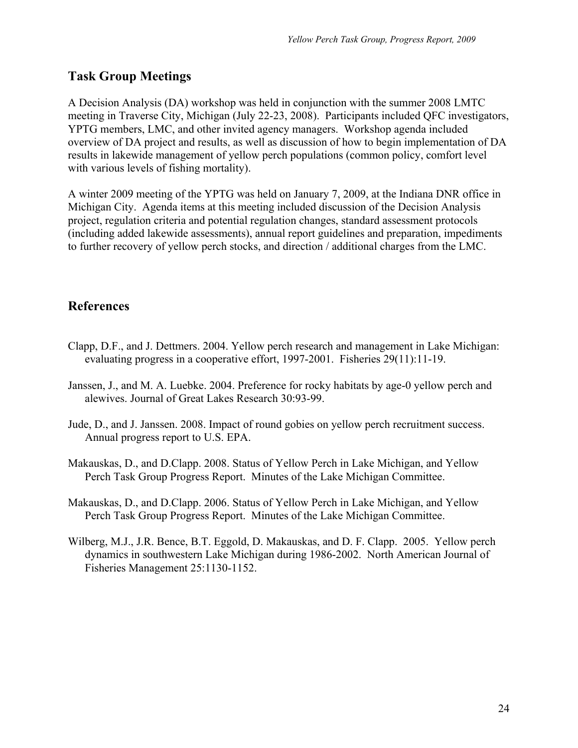## Task Group Meetings

A Decision Analysis (DA) workshop was held in conjunction with the summer 2008 LMTC meeting in Traverse City, Michigan (July 22-23, 2008). Participants included QFC investigators, YPTG members, LMC, and other invited agency managers. Workshop agenda included overview of DA project and results, as well as discussion of how to begin implementation of DA results in lakewide management of yellow perch populations (common policy, comfort level with various levels of fishing mortality).

A winter 2009 meeting of the YPTG was held on January 7, 2009, at the Indiana DNR office in Michigan City. Agenda items at this meeting included discussion of the Decision Analysis project, regulation criteria and potential regulation changes, standard assessment protocols (including added lakewide assessments), annual report guidelines and preparation, impediments to further recovery of yellow perch stocks, and direction / additional charges from the LMC.

## References

Clapp, D.F., and J. Dettmers. 2004. Yellow perch research and management in Lake Michigan: evaluating progress in a cooperative effort, 1997-2001. Fisheries 29(11):11-19.

Janssen, J., and M. A. Luebke. 2004. Preference for rocky habitats by age-0 yellow perch and alewives. Journal of Great Lakes Research 30:93-99.

Jude, D., and J. Janssen. 2008. Impact of round gobies on yellow perch recruitment success. Annual progress report to U.S. EPA.

Makauskas, D., and D.Clapp. 2008. Status of Yellow Perch in Lake Michigan, and Yellow Perch Task Group Progress Report. Minutes of the Lake Michigan Committee.

Makauskas, D., and D.Clapp. 2006. Status of Yellow Perch in Lake Michigan, and Yellow Perch Task Group Progress Report. Minutes of the Lake Michigan Committee.

Wilberg, M.J., J.R. Bence, B.T. Eggold, D. Makauskas, and D. F. Clapp. 2005. Yellow perch dynamics in southwestern Lake Michigan during 1986-2002. North American Journal of Fisheries Management 25:1130-1152.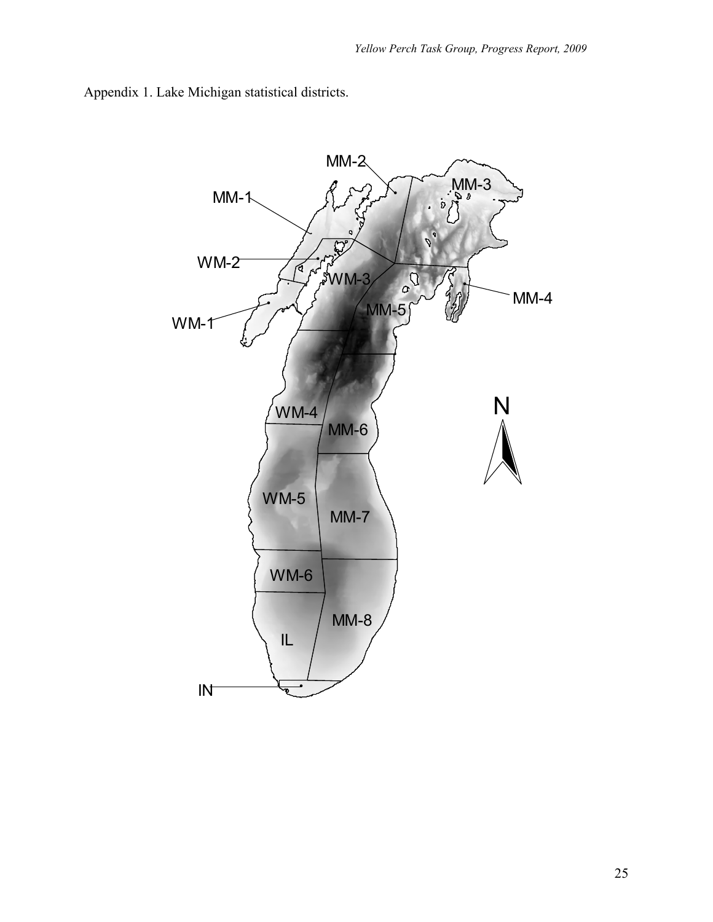Appendix 1. Lake Michigan statistical districts.

MM-2
MM-3
MM-1
WM-2
WM-3
MM-4
MM-5
WM-1
N
WM-4
MM-6
WM-5
MM-7
WM-6
MM-8
IL
IN